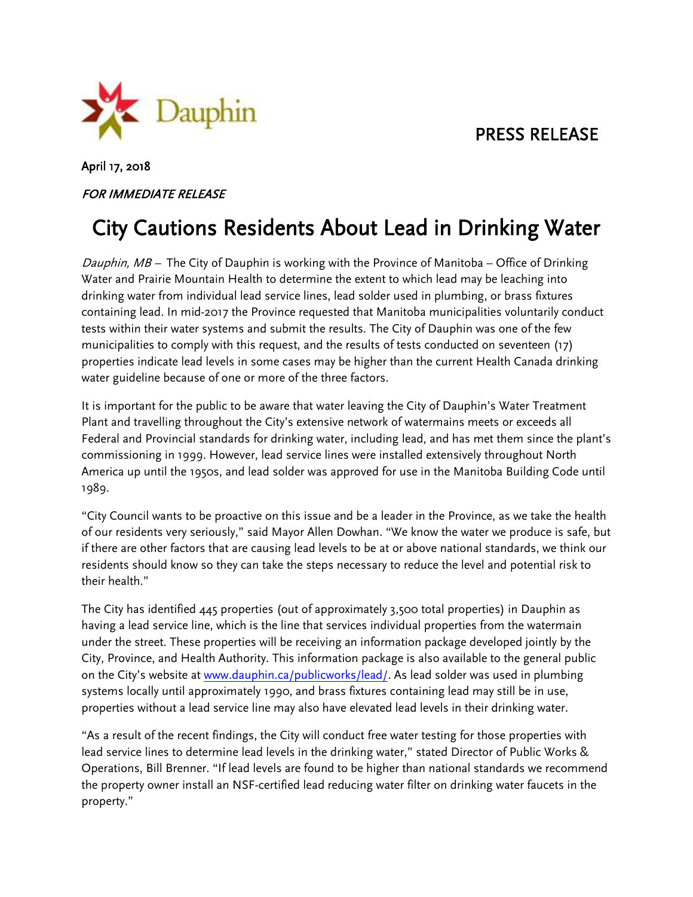Dauphin

PRESS RELEASE

April 17, 2018

*FOR IMMEDIATE RELEASE*

# City Cautions Residents About Lead in Drinking Water

*Dauphin, MB* – The City of Dauphin is working with the Province of Manitoba – Office of Drinking Water and Prairie Mountain Health to determine the extent to which lead may be leaching into drinking water from individual lead service lines, lead solder used in plumbing, or brass fixtures containing lead. In mid-2017 the Province requested that Manitoba municipalities voluntarily conduct tests within their water systems and submit the results. The City of Dauphin was one of the few municipalities to comply with this request, and the results of tests conducted on seventeen (17) properties indicate lead levels in some cases may be higher than the current Health Canada drinking water guideline because of one or more of the three factors.

It is important for the public to be aware that water leaving the City of Dauphin's Water Treatment Plant and travelling throughout the City's extensive network of watermains meets or exceeds all Federal and Provincial standards for drinking water, including lead, and has met them since the plant's commissioning in 1999. However, lead service lines were installed extensively throughout North America up until the 1950s, and lead solder was approved for use in the Manitoba Building Code until 1989.

"City Council wants to be proactive on this issue and be a leader in the Province, as we take the health of our residents very seriously," said Mayor Allen Dowhan. "We know the water we produce is safe, but if there are other factors that are causing lead levels to be at or above national standards, we think our residents should know so they can take the steps necessary to reduce the level and potential risk to their health."

The City has identified 445 properties (out of approximately 3,500 total properties) in Dauphin as having a lead service line, which is the line that services individual properties from the watermain under the street. These properties will be receiving an information package developed jointly by the City, Province, and Health Authority. This information package is also available to the general public on the City's website at [www.dauphin.ca/publicworks/lead/](www.dauphin.ca/publicworks/lead/). As lead solder was used in plumbing systems locally until approximately 1990, and brass fixtures containing lead may still be in use, properties without a lead service line may also have elevated lead levels in their drinking water.

"As a result of the recent findings, the City will conduct free water testing for those properties with lead service lines to determine lead levels in the drinking water," stated Director of Public Works & Operations, Bill Brenner. "If lead levels are found to be higher than national standards we recommend the property owner install an NSF-certified lead reducing water filter on drinking water faucets in the property."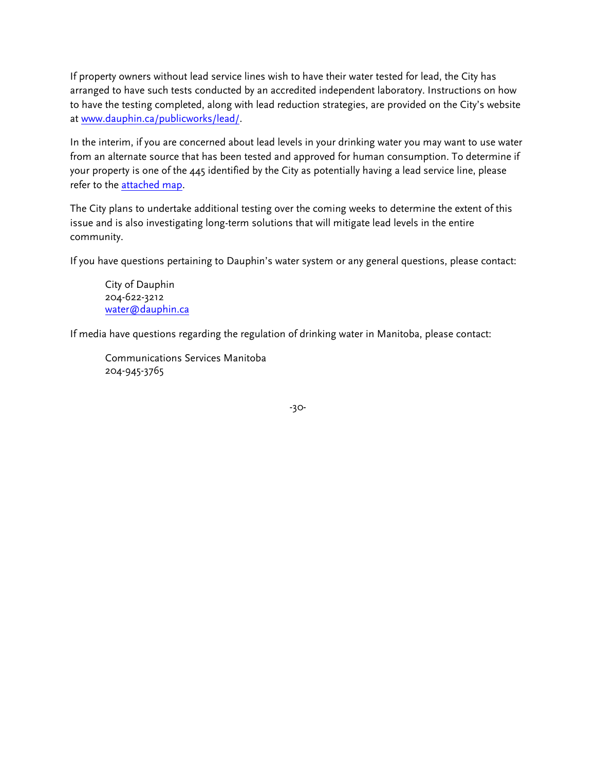If property owners without lead service lines wish to have their water tested for lead, the City has arranged to have such tests conducted by an accredited independent laboratory. Instructions on how to have the testing completed, along with lead reduction strategies, are provided on the City's website at [www.dauphin.ca/publicworks/lead/](www.dauphin.ca/publicworks/lead/).

In the interim, if you are concerned about lead levels in your drinking water you may want to use water from an alternate source that has been tested and approved for human consumption. To determine if your property is one of the 445 identified by the City as potentially having a lead service line, please refer to the attached map.

The City plans to undertake additional testing over the coming weeks to determine the extent of this issue and is also investigating long-term solutions that will mitigate lead levels in the entire community.

If you have questions pertaining to Dauphin's water system or any general questions, please contact:

> City of Dauphin
> 204-622-3212
> water@dauphin.ca

If media have questions regarding the regulation of drinking water in Manitoba, please contact:

> Communications Services Manitoba
> 204-945-3765

-30-